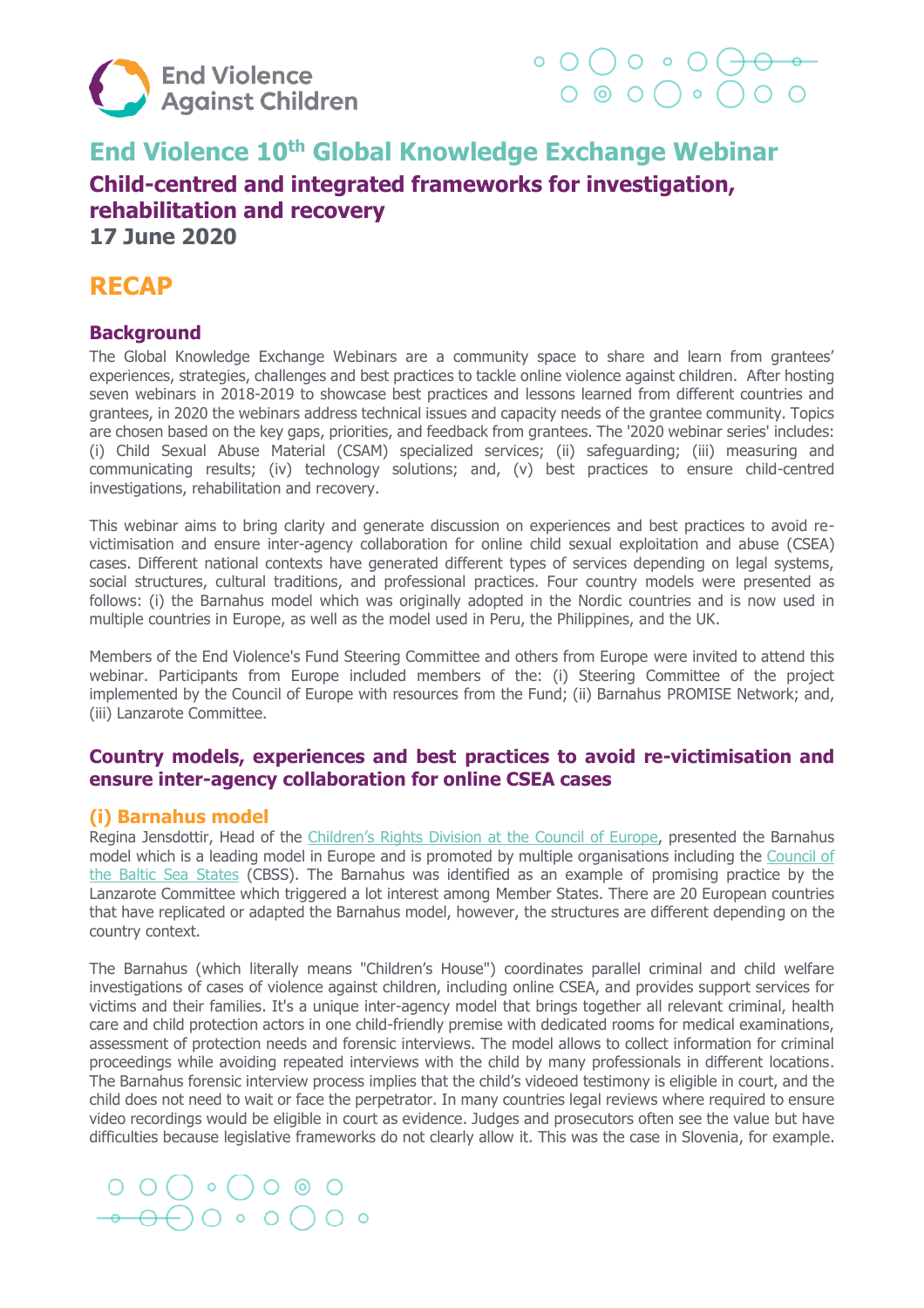# End Violence 10th Global Knowledge Exchange Webinar

## Child-centred and integrated frameworks for investigation, rehabilitation and recovery

**17 June 2020**

# RECAP

## Background

The Global Knowledge Exchange Webinars are a community space to share and learn from grantees' experiences, strategies, challenges and best practices to tackle online violence against children. After hosting seven webinars in 2018-2019 to showcase best practices and lessons learned from different countries and grantees, in 2020 the webinars address technical issues and capacity needs of the grantee community. Topics are chosen based on the key gaps, priorities, and feedback from grantees. The '2020 webinar series' includes: (i) Child Sexual Abuse Material (CSAM) specialized services; (ii) safeguarding; (iii) measuring and communicating results; (iv) technology solutions; and, (v) best practices to ensure child-centred investigations, rehabilitation and recovery.

This webinar aims to bring clarity and generate discussion on experiences and best practices to avoid re-victimisation and ensure inter-agency collaboration for online child sexual exploitation and abuse (CSEA) cases. Different national contexts have generated different types of services depending on legal systems, social structures, cultural traditions, and professional practices. Four country models were presented as follows: (i) the Barnahus model which was originally adopted in the Nordic countries and is now used in multiple countries in Europe, as well as the model used in Peru, the Philippines, and the UK.

Members of the End Violence's Fund Steering Committee and others from Europe were invited to attend this webinar. Participants from Europe included members of the: (i) Steering Committee of the project implemented by the Council of Europe with resources from the Fund; (ii) Barnahus PROMISE Network; and, (iii) Lanzarote Committee.

## Country models, experiences and best practices to avoid re-victimisation and ensure inter-agency collaboration for online CSEA cases

### (i) Barnahus model

Regina Jensdottir, Head of the Children's Rights Division at the Council of Europe, presented the Barnahus model which is a leading model in Europe and is promoted by multiple organisations including the Council of the Baltic Sea States (CBSS). The Barnahus was identified as an example of promising practice by the Lanzarote Committee which triggered a lot interest among Member States. There are 20 European countries that have replicated or adapted the Barnahus model, however, the structures are different depending on the country context.

The Barnahus (which literally means "Children's House") coordinates parallel criminal and child welfare investigations of cases of violence against children, including online CSEA, and provides support services for victims and their families. It's a unique inter-agency model that brings together all relevant criminal, health care and child protection actors in one child-friendly premise with dedicated rooms for medical examinations, assessment of protection needs and forensic interviews. The model allows to collect information for criminal proceedings while avoiding repeated interviews with the child by many professionals in different locations. The Barnahus forensic interview process implies that the child's videoed testimony is eligible in court, and the child does not need to wait or face the perpetrator. In many countries legal reviews where required to ensure video recordings would be eligible in court as evidence. Judges and prosecutors often see the value but have difficulties because legislative frameworks do not clearly allow it. This was the case in Slovenia, for example.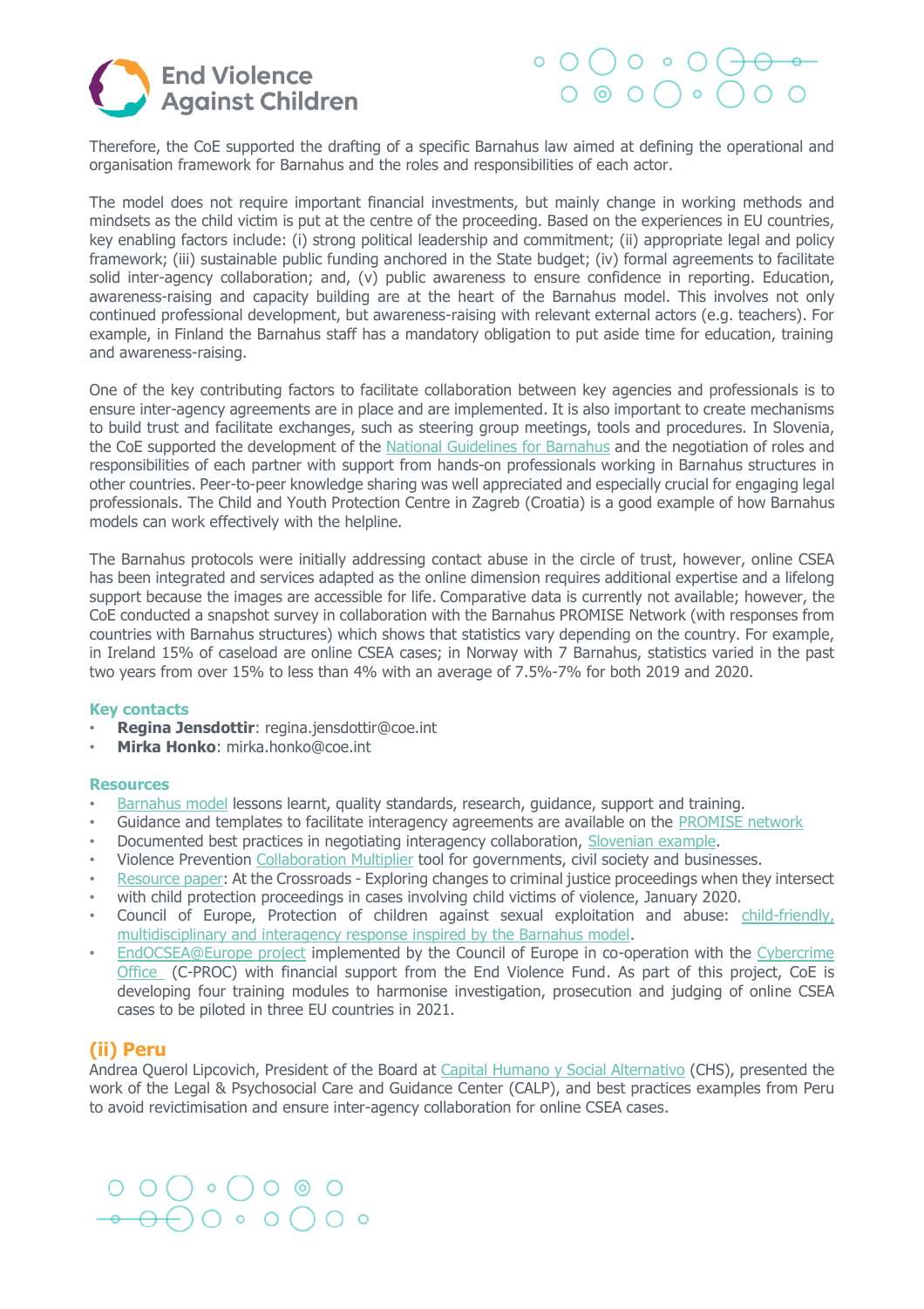Therefore, the CoE supported the drafting of a specific Barnahus law aimed at defining the operational and organisation framework for Barnahus and the roles and responsibilities of each actor.

The model does not require important financial investments, but mainly change in working methods and mindsets as the child victim is put at the centre of the proceeding. Based on the experiences in EU countries, key enabling factors include: (i) strong political leadership and commitment; (ii) appropriate legal and policy framework; (iii) sustainable public funding anchored in the State budget; (iv) formal agreements to facilitate solid inter-agency collaboration; and, (v) public awareness to ensure confidence in reporting. Education, awareness-raising and capacity building are at the heart of the Barnahus model. This involves not only continued professional development, but awareness-raising with relevant external actors (e.g. teachers). For example, in Finland the Barnahus staff has a mandatory obligation to put aside time for education, training and awareness-raising.

One of the key contributing factors to facilitate collaboration between key agencies and professionals is to ensure inter-agency agreements are in place and are implemented. It is also important to create mechanisms to build trust and facilitate exchanges, such as steering group meetings, tools and procedures. In Slovenia, the CoE supported the development of the National Guidelines for Barnahus and the negotiation of roles and responsibilities of each partner with support from hands-on professionals working in Barnahus structures in other countries. Peer-to-peer knowledge sharing was well appreciated and especially crucial for engaging legal professionals. The Child and Youth Protection Centre in Zagreb (Croatia) is a good example of how Barnahus models can work effectively with the helpline.

The Barnahus protocols were initially addressing contact abuse in the circle of trust, however, online CSEA has been integrated and services adapted as the online dimension requires additional expertise and a lifelong support because the images are accessible for life. Comparative data is currently not available; however, the CoE conducted a snapshot survey in collaboration with the Barnahus PROMISE Network (with responses from countries with Barnahus structures) which shows that statistics vary depending on the country. For example, in Ireland 15% of caseload are online CSEA cases; in Norway with 7 Barnahus, statistics varied in the past two years from over 15% to less than 4% with an average of 7.5%-7% for both 2019 and 2020.

### Key contacts

- **Regina Jensdottir**: regina.jensdottir@coe.int
- **Mirka Honko**: mirka.honko@coe.int

### Resources

- Barnahus model lessons learnt, quality standards, research, guidance, support and training.
- Guidance and templates to facilitate interagency agreements are available on the PROMISE network
- Documented best practices in negotiating interagency collaboration, Slovenian example.
- Violence Prevention Collaboration Multiplier tool for governments, civil society and businesses.
- Resource paper: At the Crossroads - Exploring changes to criminal justice proceedings when they intersect
- with child protection proceedings in cases involving child victims of violence, January 2020.
- Council of Europe, Protection of children against sexual exploitation and abuse: child-friendly, multidisciplinary and interagency response inspired by the Barnahus model.
- EndOCSEA@Europe project implemented by the Council of Europe in co-operation with the Cybercrime Office (C-PROC) with financial support from the End Violence Fund. As part of this project, CoE is developing four training modules to harmonise investigation, prosecution and judging of online CSEA cases to be piloted in three EU countries in 2021.

## (ii) Peru

Andrea Querol Lipcovich, President of the Board at Capital Humano y Social Alternativo (CHS), presented the work of the Legal & Psychosocial Care and Guidance Center (CALP), and best practices examples from Peru to avoid revictimisation and ensure inter-agency collaboration for online CSEA cases.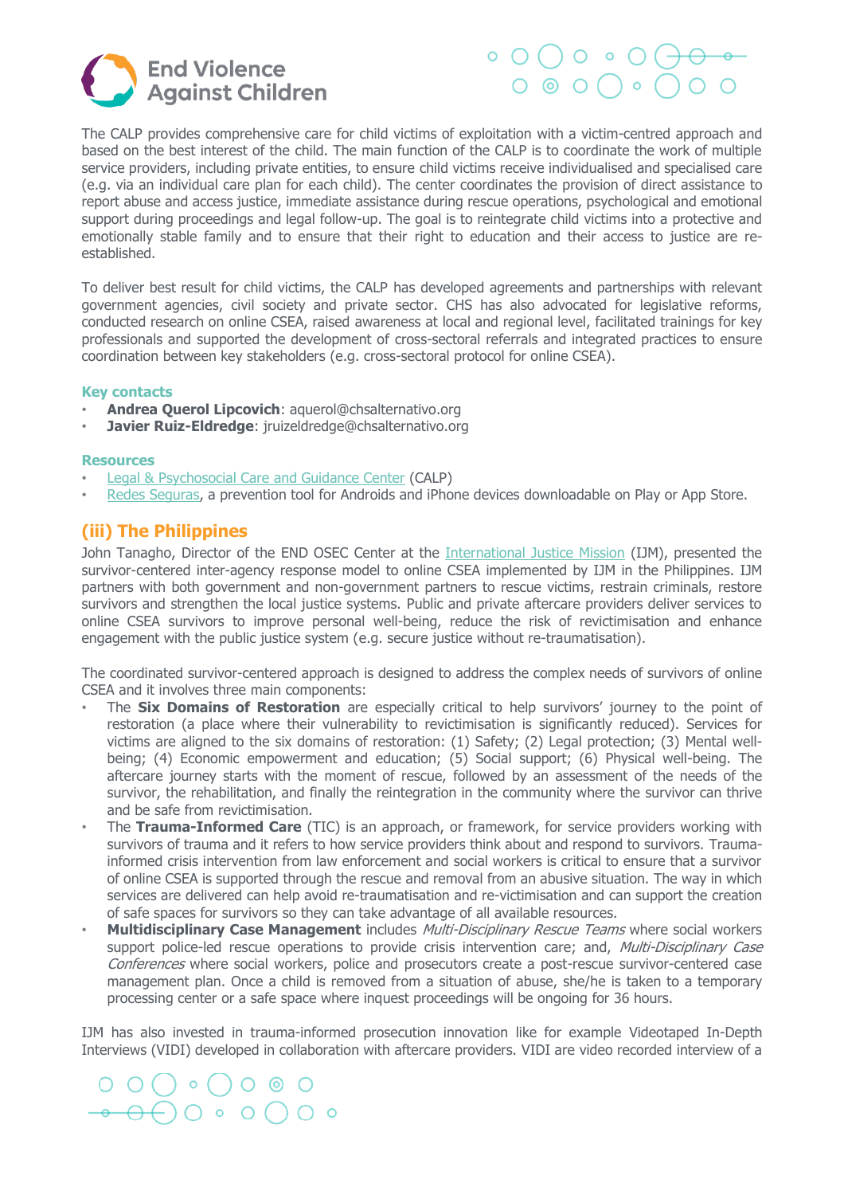The CALP provides comprehensive care for child victims of exploitation with a victim-centred approach and based on the best interest of the child. The main function of the CALP is to coordinate the work of multiple service providers, including private entities, to ensure child victims receive individualised and specialised care (e.g. via an individual care plan for each child). The center coordinates the provision of direct assistance to report abuse and access justice, immediate assistance during rescue operations, psychological and emotional support during proceedings and legal follow-up. The goal is to reintegrate child victims into a protective and emotionally stable family and to ensure that their right to education and their access to justice are re-established.

To deliver best result for child victims, the CALP has developed agreements and partnerships with relevant government agencies, civil society and private sector. CHS has also advocated for legislative reforms, conducted research on online CSEA, raised awareness at local and regional level, facilitated trainings for key professionals and supported the development of cross-sectoral referrals and integrated practices to ensure coordination between key stakeholders (e.g. cross-sectoral protocol for online CSEA).

**Key contacts**

- **Andrea Querol Lipcovich**: aquerol@chsalternativo.org
- **Javier Ruiz-Eldredge**: jruizeldredge@chsalternativo.org

**Resources**

- Legal & Psychosocial Care and Guidance Center (CALP)
- Redes Seguras, a prevention tool for Androids and iPhone devices downloadable on Play or App Store.

## (iii) The Philippines

John Tanagho, Director of the END OSEC Center at the International Justice Mission (IJM), presented the survivor-centered inter-agency response model to online CSEA implemented by IJM in the Philippines. IJM partners with both government and non-government partners to rescue victims, restrain criminals, restore survivors and strengthen the local justice systems. Public and private aftercare providers deliver services to online CSEA survivors to improve personal well-being, reduce the risk of revictimisation and enhance engagement with the public justice system (e.g. secure justice without re-traumatisation).

The coordinated survivor-centered approach is designed to address the complex needs of survivors of online CSEA and it involves three main components:

- The **Six Domains of Restoration** are especially critical to help survivors' journey to the point of restoration (a place where their vulnerability to revictimisation is significantly reduced). Services for victims are aligned to the six domains of restoration: (1) Safety; (2) Legal protection; (3) Mental well-being; (4) Economic empowerment and education; (5) Social support; (6) Physical well-being. The aftercare journey starts with the moment of rescue, followed by an assessment of the needs of the survivor, the rehabilitation, and finally the reintegration in the community where the survivor can thrive and be safe from revictimisation.
- The **Trauma-Informed Care** (TIC) is an approach, or framework, for service providers working with survivors of trauma and it refers to how service providers think about and respond to survivors. Trauma-informed crisis intervention from law enforcement and social workers is critical to ensure that a survivor of online CSEA is supported through the rescue and removal from an abusive situation. The way in which services are delivered can help avoid re-traumatisation and re-victimisation and can support the creation of safe spaces for survivors so they can take advantage of all available resources.
- **Multidisciplinary Case Management** includes *Multi-Disciplinary Rescue Teams* where social workers support police-led rescue operations to provide crisis intervention care; and, *Multi-Disciplinary Case Conferences* where social workers, police and prosecutors create a post-rescue survivor-centered case management plan. Once a child is removed from a situation of abuse, she/he is taken to a temporary processing center or a safe space where inquest proceedings will be ongoing for 36 hours.

IJM has also invested in trauma-informed prosecution innovation like for example Videotaped In-Depth Interviews (VIDI) developed in collaboration with aftercare providers. VIDI are video recorded interview of a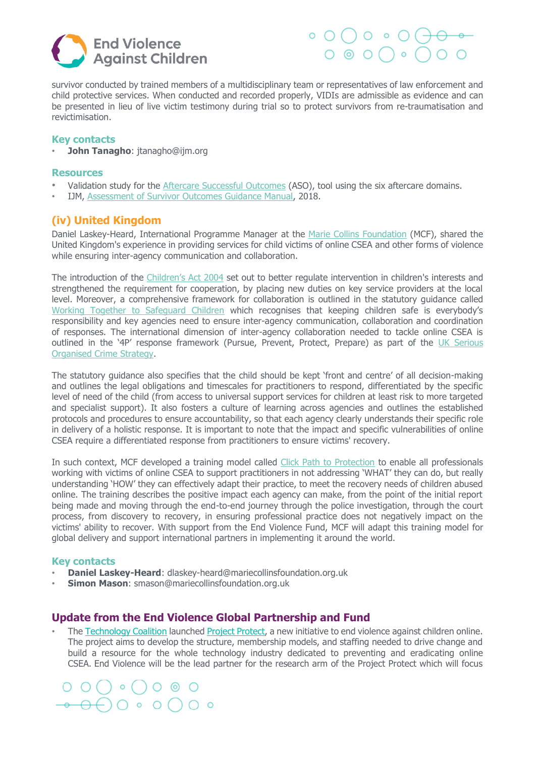survivor conducted by trained members of a multidisciplinary team or representatives of law enforcement and child protective services. When conducted and recorded properly, VIDIs are admissible as evidence and can be presented in lieu of live victim testimony during trial so to protect survivors from re-traumatisation and revictimisation.

### Key contacts

- **John Tanagho**: jtanagho@ijm.org

### Resources

- Validation study for the Aftercare Successful Outcomes (ASO), tool using the six aftercare domains.
- IJM, Assessment of Survivor Outcomes Guidance Manual, 2018.

## (iv) United Kingdom

Daniel Laskey-Heard, International Programme Manager at the Marie Collins Foundation (MCF), shared the United Kingdom's experience in providing services for child victims of online CSEA and other forms of violence while ensuring inter-agency communication and collaboration.

The introduction of the Children's Act 2004 set out to better regulate intervention in children's interests and strengthened the requirement for cooperation, by placing new duties on key service providers at the local level. Moreover, a comprehensive framework for collaboration is outlined in the statutory guidance called Working Together to Safeguard Children which recognises that keeping children safe is everybody's responsibility and key agencies need to ensure inter-agency communication, collaboration and coordination of responses. The international dimension of inter-agency collaboration needed to tackle online CSEA is outlined in the '4P' response framework (Pursue, Prevent, Protect, Prepare) as part of the UK Serious Organised Crime Strategy.

The statutory guidance also specifies that the child should be kept 'front and centre' of all decision-making and outlines the legal obligations and timescales for practitioners to respond, differentiated by the specific level of need of the child (from access to universal support services for children at least risk to more targeted and specialist support). It also fosters a culture of learning across agencies and outlines the established protocols and procedures to ensure accountability, so that each agency clearly understands their specific role in delivery of a holistic response. It is important to note that the impact and specific vulnerabilities of online CSEA require a differentiated response from practitioners to ensure victims' recovery.

In such context, MCF developed a training model called Click Path to Protection to enable all professionals working with victims of online CSEA to support practitioners in not addressing 'WHAT' they can do, but really understanding 'HOW' they can effectively adapt their practice, to meet the recovery needs of children abused online. The training describes the positive impact each agency can make, from the point of the initial report being made and moving through the end-to-end journey through the police investigation, through the court process, from discovery to recovery, in ensuring professional practice does not negatively impact on the victims' ability to recover. With support from the End Violence Fund, MCF will adapt this training model for global delivery and support international partners in implementing it around the world.

### Key contacts

- **Daniel Laskey-Heard**: dlaskey-heard@mariecollinsfoundation.org.uk
- **Simon Mason**: smason@mariecollinsfoundation.org.uk

## Update from the End Violence Global Partnership and Fund

- The Technology Coalition launched Project Protect, a new initiative to end violence against children online. The project aims to develop the structure, membership models, and staffing needed to drive change and build a resource for the whole technology industry dedicated to preventing and eradicating online CSEA. End Violence will be the lead partner for the research arm of the Project Protect which will focus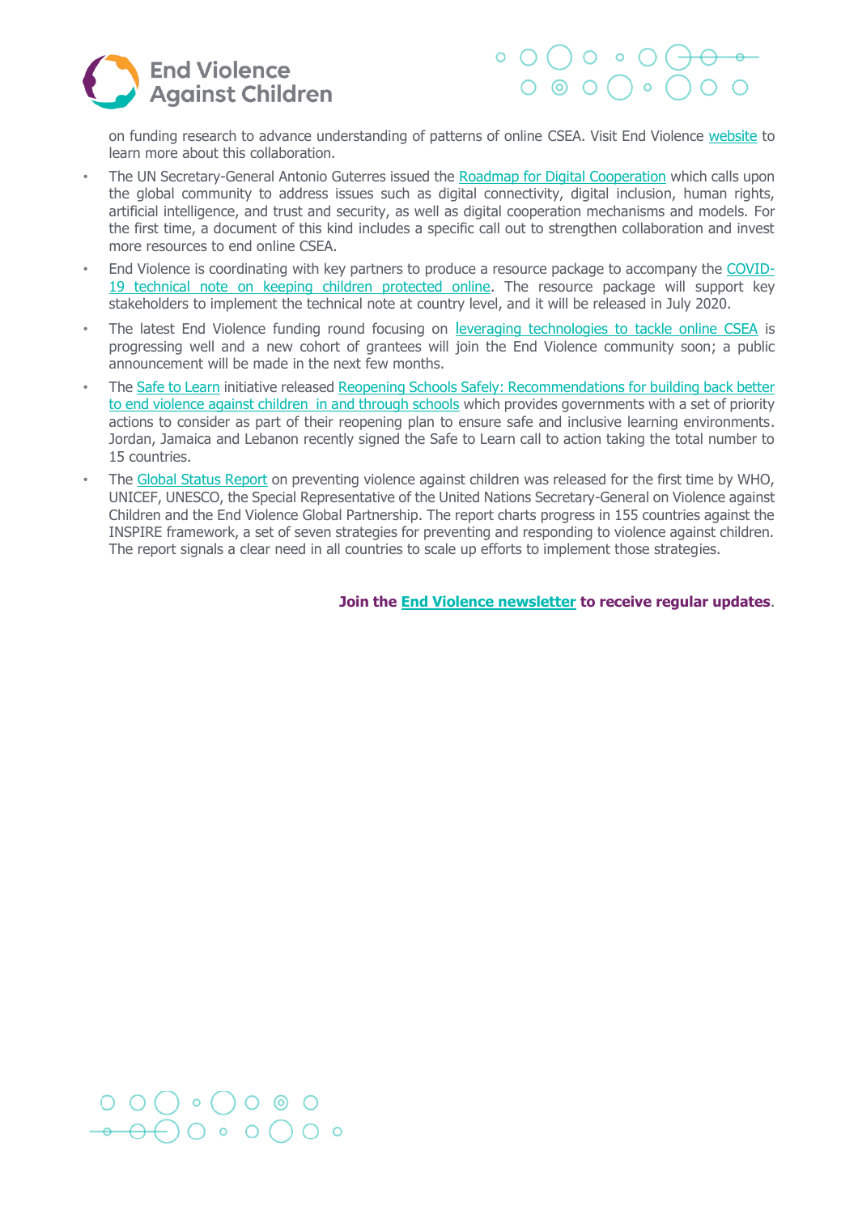on funding research to advance understanding of patterns of online CSEA. Visit End Violence website to learn more about this collaboration.

- The UN Secretary-General Antonio Guterres issued the Roadmap for Digital Cooperation which calls upon the global community to address issues such as digital connectivity, digital inclusion, human rights, artificial intelligence, and trust and security, as well as digital cooperation mechanisms and models. For the first time, a document of this kind includes a specific call out to strengthen collaboration and invest more resources to end online CSEA.
- End Violence is coordinating with key partners to produce a resource package to accompany the COVID-19 technical note on keeping children protected online. The resource package will support key stakeholders to implement the technical note at country level, and it will be released in July 2020.
- The latest End Violence funding round focusing on leveraging technologies to tackle online CSEA is progressing well and a new cohort of grantees will join the End Violence community soon; a public announcement will be made in the next few months.
- The Safe to Learn initiative released Reopening Schools Safely: Recommendations for building back better to end violence against children in and through schools which provides governments with a set of priority actions to consider as part of their reopening plan to ensure safe and inclusive learning environments. Jordan, Jamaica and Lebanon recently signed the Safe to Learn call to action taking the total number to 15 countries.
- The Global Status Report on preventing violence against children was released for the first time by WHO, UNICEF, UNESCO, the Special Representative of the United Nations Secretary-General on Violence against Children and the End Violence Global Partnership. The report charts progress in 155 countries against the INSPIRE framework, a set of seven strategies for preventing and responding to violence against children. The report signals a clear need in all countries to scale up efforts to implement those strategies.

**Join the End Violence newsletter to receive regular updates**.